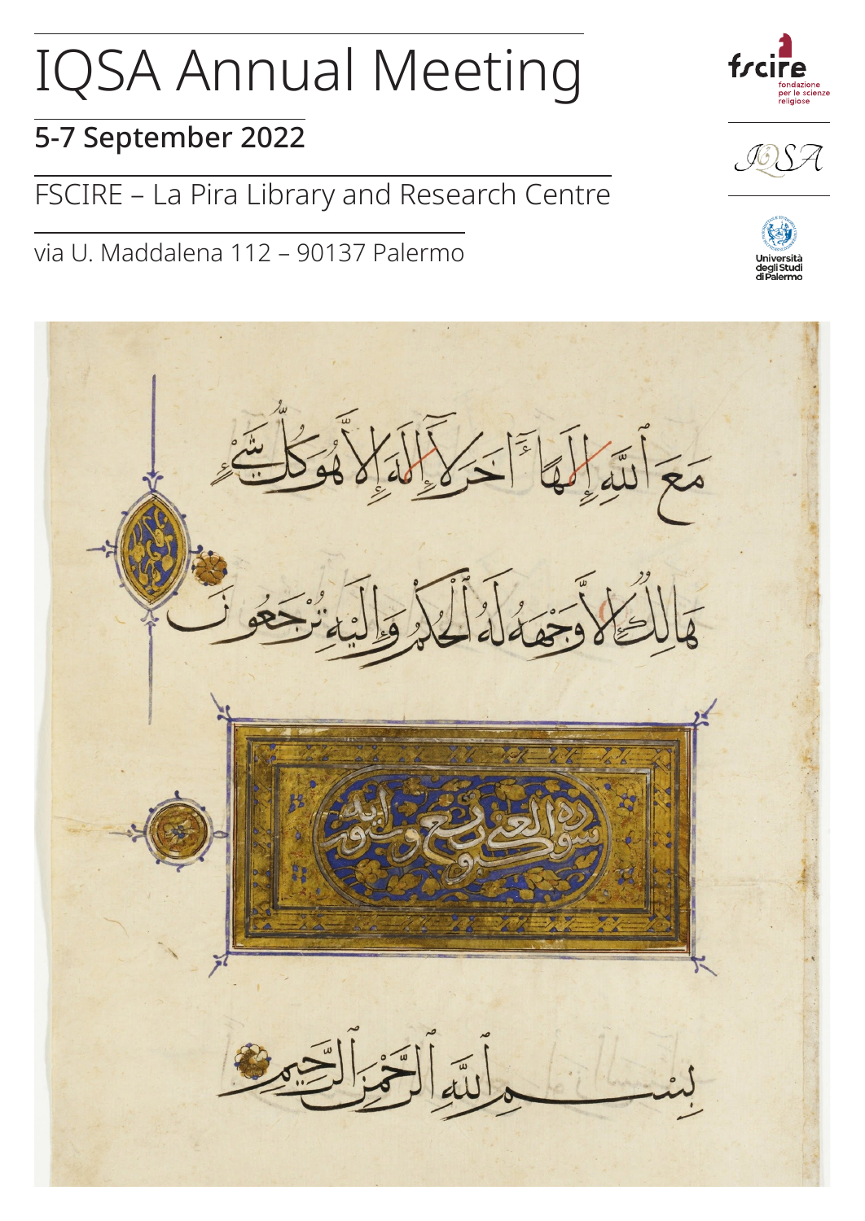# IQSA Annual Meeting

## 5-7 September 2022

FSCIRE – La Pira Library and Research Centre

via U. Maddalena 112 – 90137 Palermo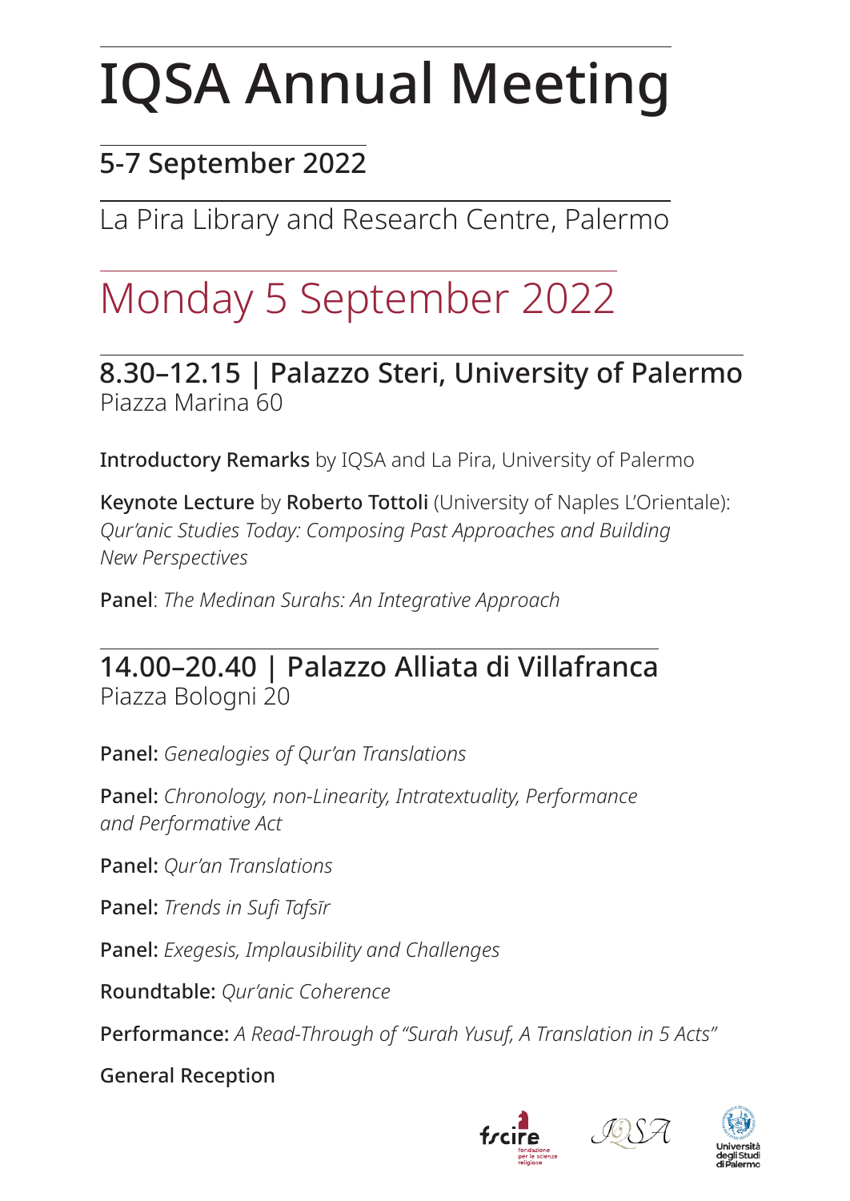# IQSA Annual Meeting

## 5-7 September 2022

La Pira Library and Research Centre, Palermo

# Monday 5 September 2022

### 8.30–12.15 | Palazzo Steri, University of Palermo

Piazza Marina 60

**Introductory Remarks** by IQSA and La Pira, University of Palermo

**Keynote Lecture** by **Roberto Tottoli** (University of Naples L'Orientale): *Qur'anic Studies Today: Composing Past Approaches and Building New Perspectives*

**Panel**: *The Medinan Surahs: An Integrative Approach*

### 14.00–20.40 | Palazzo Alliata di Villafranca

Piazza Bologni 20

**Panel:** *Genealogies of Qur'an Translations*

**Panel:** *Chronology, non-Linearity, Intratextuality, Performance and Performative Act*

**Panel:** *Qur'an Translations*

**Panel:** *Trends in Sufi Tafsīr*

**Panel:** *Exegesis, Implausibility and Challenges*

**Roundtable:** *Qur'anic Coherence*

**Performance:** *A Read-Through of "Surah Yusuf, A Translation in 5 Acts"*

**General Reception**

fscire fondazione per le scienze religiose

IQSA

Università degli Studi di Palermo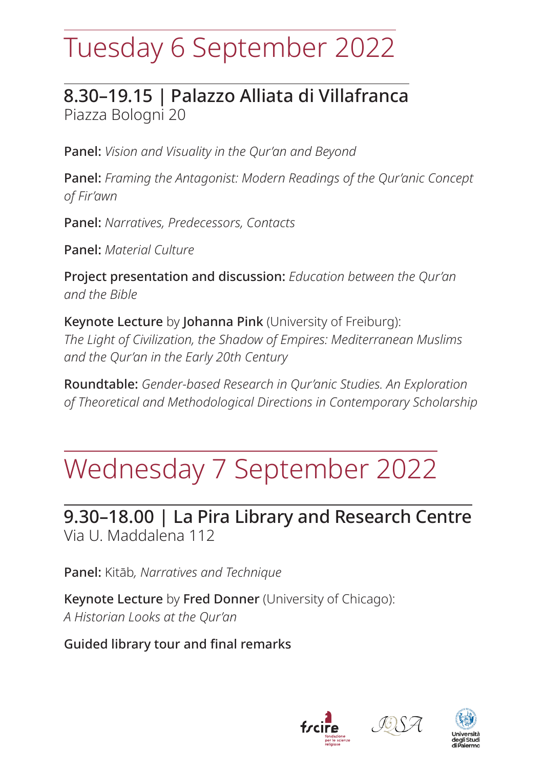# Tuesday 6 September 2022

## 8.30–19.15 | Palazzo Alliata di Villafranca

Piazza Bologni 20

**Panel:** *Vision and Visuality in the Qur'an and Beyond*

**Panel:** *Framing the Antagonist: Modern Readings of the Qur'anic Concept of Fir'awn*

**Panel:** *Narratives, Predecessors, Contacts*

**Panel:** *Material Culture*

**Project presentation and discussion:** *Education between the Qur'an and the Bible*

**Keynote Lecture** by **Johanna Pink** (University of Freiburg): *The Light of Civilization, the Shadow of Empires: Mediterranean Muslims and the Qur'an in the Early 20th Century*

**Roundtable:** *Gender-based Research in Qur'anic Studies. An Exploration of Theoretical and Methodological Directions in Contemporary Scholarship*

# Wednesday 7 September 2022

## 9.30–18.00 | La Pira Library and Research Centre

Via U. Maddalena 112

**Panel:** Kitāb*, Narratives and Technique*

**Keynote Lecture** by **Fred Donner** (University of Chicago): *A Historian Looks at the Qur'an*

**Guided library tour and final remarks**

fscire fondazione per le scienze religiose

IQSA

Università degli Studi di Palermo